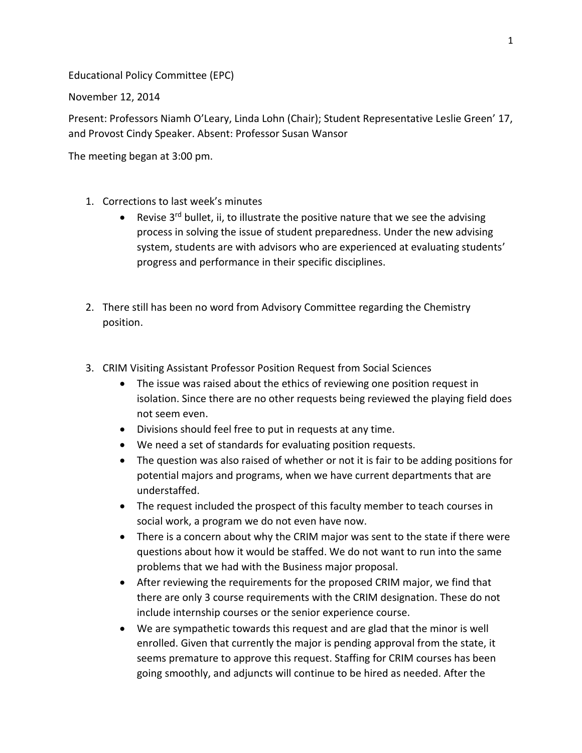Educational Policy Committee (EPC)

November 12, 2014

Present: Professors Niamh O'Leary, Linda Lohn (Chair); Student Representative Leslie Green' 17, and Provost Cindy Speaker. Absent: Professor Susan Wansor

The meeting began at 3:00 pm.

1. Corrections to last week's minutes
   - Revise 3rd bullet, ii, to illustrate the positive nature that we see the advising process in solving the issue of student preparedness. Under the new advising system, students are with advisors who are experienced at evaluating students' progress and performance in their specific disciplines.

2. There still has been no word from Advisory Committee regarding the Chemistry position.

3. CRIM Visiting Assistant Professor Position Request from Social Sciences
   - The issue was raised about the ethics of reviewing one position request in isolation. Since there are no other requests being reviewed the playing field does not seem even.
   - Divisions should feel free to put in requests at any time.
   - We need a set of standards for evaluating position requests.
   - The question was also raised of whether or not it is fair to be adding positions for potential majors and programs, when we have current departments that are understaffed.
   - The request included the prospect of this faculty member to teach courses in social work, a program we do not even have now.
   - There is a concern about why the CRIM major was sent to the state if there were questions about how it would be staffed. We do not want to run into the same problems that we had with the Business major proposal.
   - After reviewing the requirements for the proposed CRIM major, we find that there are only 3 course requirements with the CRIM designation. These do not include internship courses or the senior experience course.
   - We are sympathetic towards this request and are glad that the minor is well enrolled. Given that currently the major is pending approval from the state, it seems premature to approve this request. Staffing for CRIM courses has been going smoothly, and adjuncts will continue to be hired as needed. After the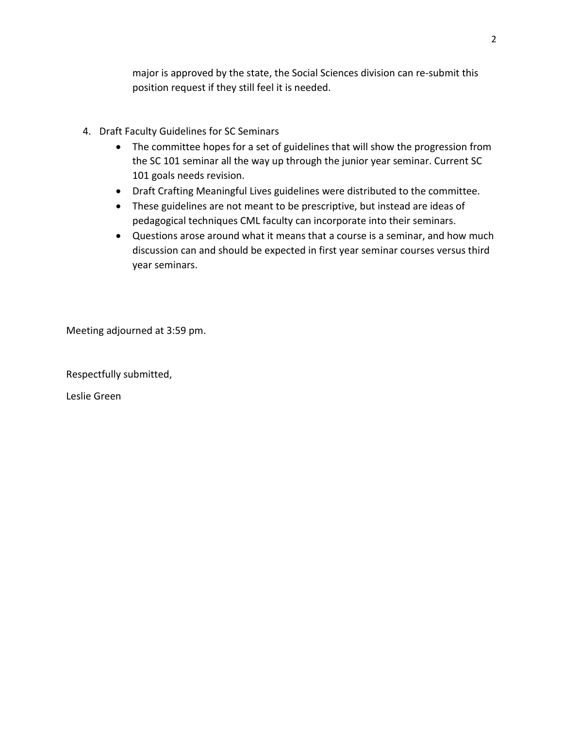major is approved by the state, the Social Sciences division can re-submit this position request if they still feel it is needed.

4. Draft Faculty Guidelines for SC Seminars
    - The committee hopes for a set of guidelines that will show the progression from the SC 101 seminar all the way up through the junior year seminar. Current SC 101 goals needs revision.
    - Draft Crafting Meaningful Lives guidelines were distributed to the committee.
    - These guidelines are not meant to be prescriptive, but instead are ideas of pedagogical techniques CML faculty can incorporate into their seminars.
    - Questions arose around what it means that a course is a seminar, and how much discussion can and should be expected in first year seminar courses versus third year seminars.

Meeting adjourned at 3:59 pm.

Respectfully submitted,

Leslie Green